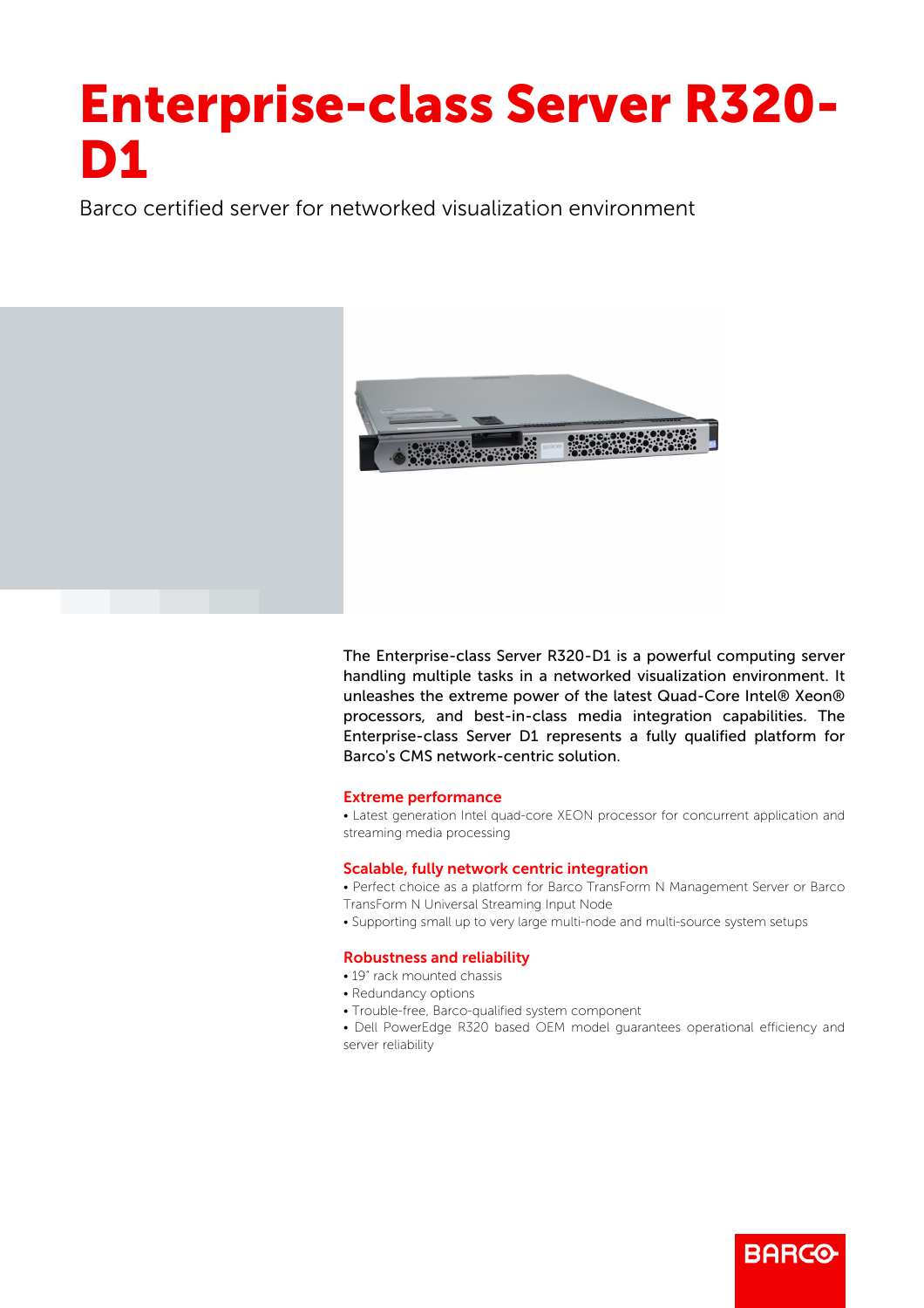# Enterprise-class Server R320-D1

Barco certified server for networked visualization environment

The Enterprise-class Server R320-D1 is a powerful computing server handling multiple tasks in a networked visualization environment. It unleashes the extreme power of the latest Quad-Core Intel® Xeon® processors, and best-in-class media integration capabilities. The Enterprise-class Server D1 represents a fully qualified platform for Barco's CMS network-centric solution.

## Extreme performance

- Latest generation Intel quad-core XEON processor for concurrent application and streaming media processing

## Scalable, fully network centric integration

- Perfect choice as a platform for Barco TransForm N Management Server or Barco TransForm N Universal Streaming Input Node
- Supporting small up to very large multi-node and multi-source system setups

## Robustness and reliability

- 19" rack mounted chassis
- Redundancy options
- Trouble-free, Barco-qualified system component
- Dell PowerEdge R320 based OEM model guarantees operational efficiency and server reliability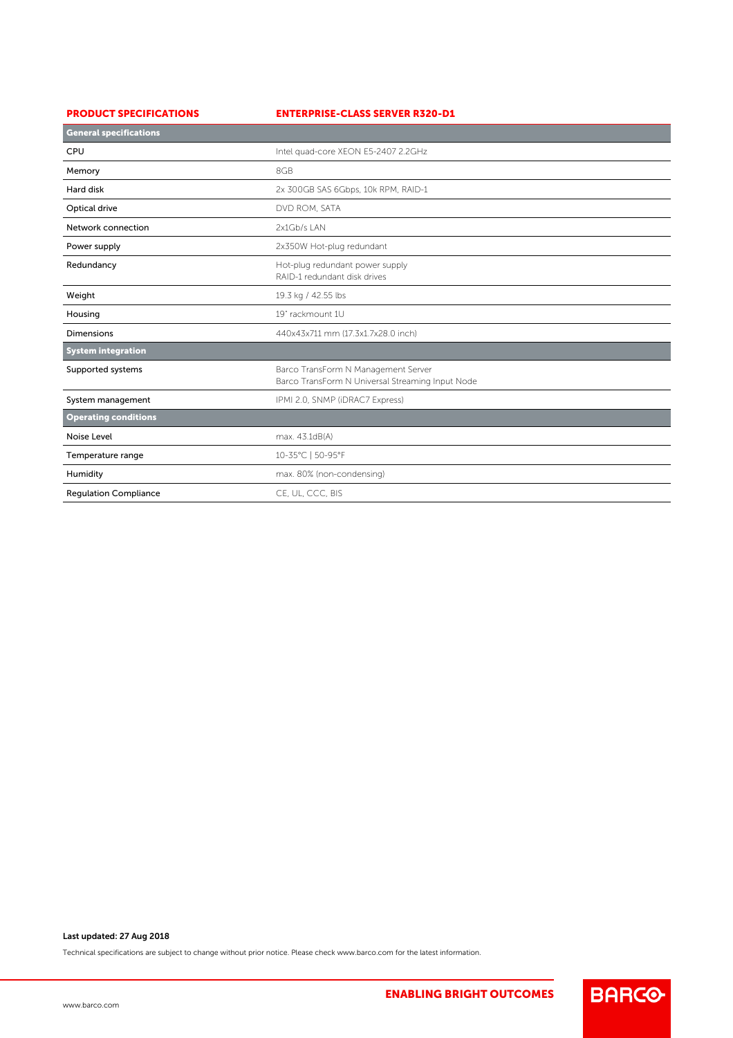| PRODUCT SPECIFICATIONS | ENTERPRISE-CLASS SERVER R320-D1 |
|---|---|
| **General specifications** | |
| CPU | Intel quad-core XEON E5-2407 2.2GHz |
| Memory | 8GB |
| Hard disk | 2x 300GB SAS 6Gbps, 10k RPM, RAID-1 |
| Optical drive | DVD ROM, SATA |
| Network connection | 2x1Gb/s LAN |
| Power supply | 2x350W Hot-plug redundant |
| Redundancy | Hot-plug redundant power supply<br>RAID-1 redundant disk drives |
| Weight | 19.3 kg / 42.55 lbs |
| Housing | 19" rackmount 1U |
| Dimensions | 440x43x711 mm (17.3x1.7x28.0 inch) |
| **System integration** | |
| Supported systems | Barco TransForm N Management Server<br>Barco TransForm N Universal Streaming Input Node |
| System management | IPMI 2.0, SNMP (iDRAC7 Express) |
| **Operating conditions** | |
| Noise Level | max. 43.1dB(A) |
| Temperature range | 10-35°C \| 50-95°F |
| Humidity | max. 80% (non-condensing) |
| Regulation Compliance | CE, UL, CCC, BIS |

**Last updated: 27 Aug 2018**

Technical specifications are subject to change without prior notice. Please check www.barco.com for the latest information.

ENABLING BRIGHT OUTCOMES

www.barco.com